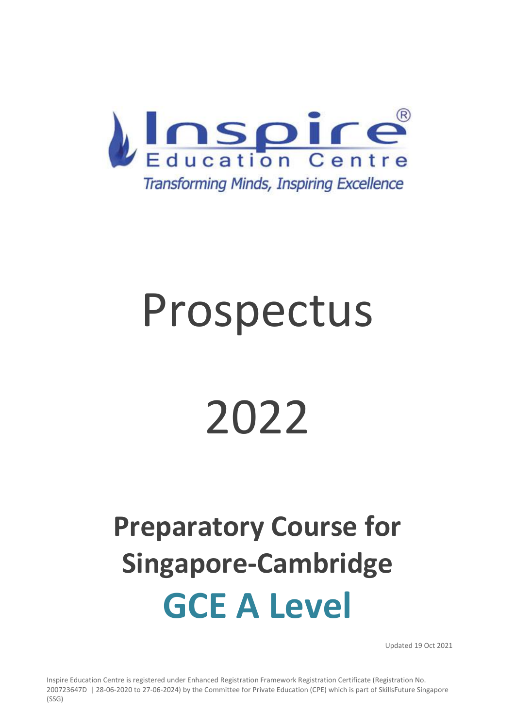Inspire®

Education Centre

*Transforming Minds, Inspiring Excellence*

# Prospectus

# 2022

## Preparatory Course for Singapore-Cambridge

## GCE A Level

Updated 19 Oct 2021

Inspire Education Centre is registered under Enhanced Registration Framework Registration Certificate (Registration No. 200723647D | 28-06-2020 to 27-06-2024) by the Committee for Private Education (CPE) which is part of SkillsFuture Singapore (SSG)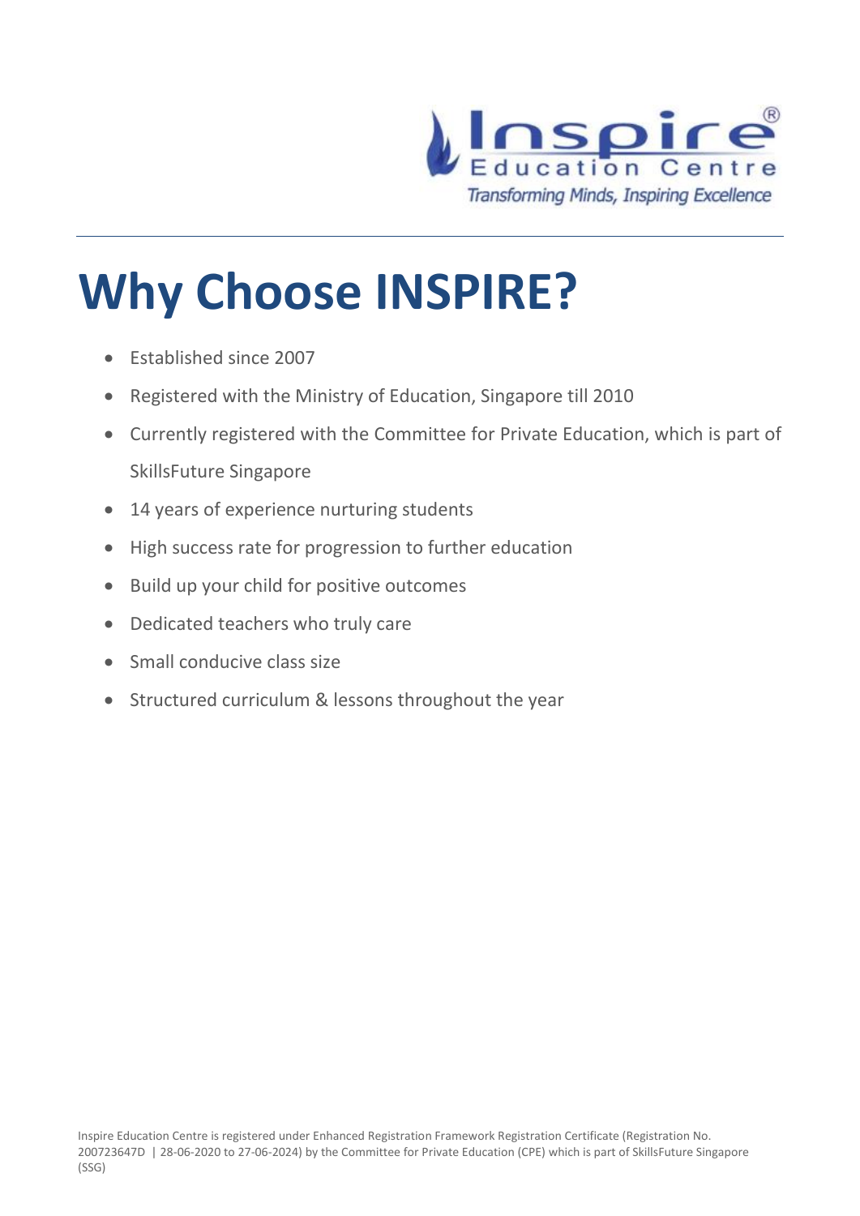Inspire Education Centre

*Transforming Minds, Inspiring Excellence*

# Why Choose INSPIRE?

- Established since 2007
- Registered with the Ministry of Education, Singapore till 2010
- Currently registered with the Committee for Private Education, which is part of SkillsFuture Singapore
- 14 years of experience nurturing students
- High success rate for progression to further education
- Build up your child for positive outcomes
- Dedicated teachers who truly care
- Small conducive class size
- Structured curriculum & lessons throughout the year

Inspire Education Centre is registered under Enhanced Registration Framework Registration Certificate (Registration No. 200723647D | 28-06-2020 to 27-06-2024) by the Committee for Private Education (CPE) which is part of SkillsFuture Singapore (SSG)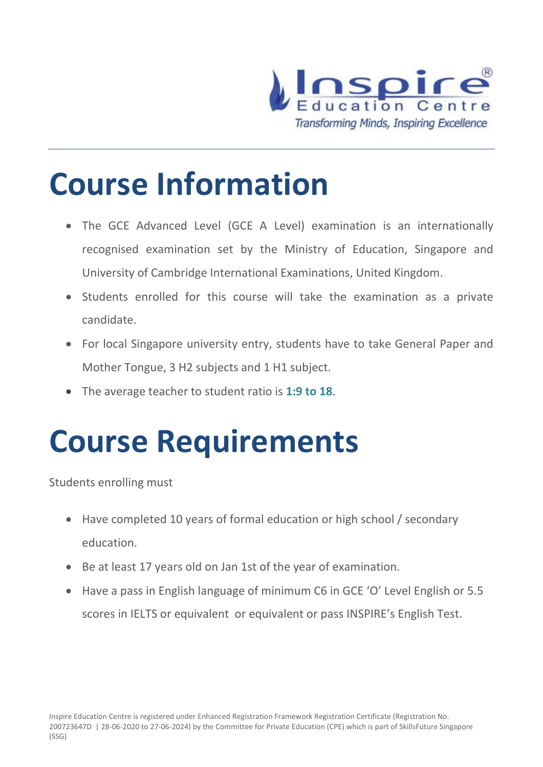# Course Information

- The GCE Advanced Level (GCE A Level) examination is an internationally recognised examination set by the Ministry of Education, Singapore and University of Cambridge International Examinations, United Kingdom.
- Students enrolled for this course will take the examination as a private candidate.
- For local Singapore university entry, students have to take General Paper and Mother Tongue, 3 H2 subjects and 1 H1 subject.
- The average teacher to student ratio is **1:9 to 18**.

# Course Requirements

Students enrolling must

- Have completed 10 years of formal education or high school / secondary education.
- Be at least 17 years old on Jan 1st of the year of examination.
- Have a pass in English language of minimum C6 in GCE 'O' Level English or 5.5 scores in IELTS or equivalent or equivalent or pass INSPIRE's English Test.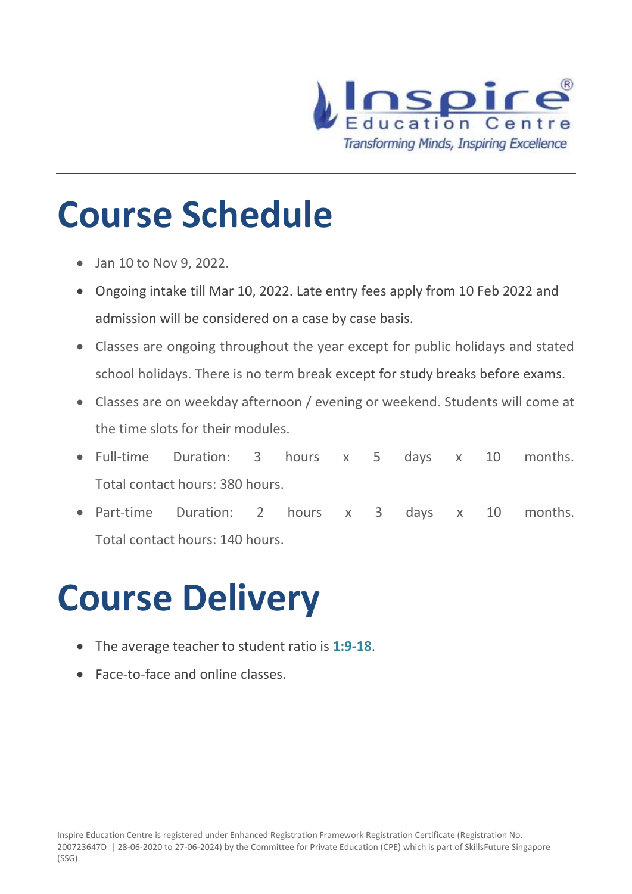# Course Schedule

- Jan 10 to Nov 9, 2022.
- Ongoing intake till Mar 10, 2022. Late entry fees apply from 10 Feb 2022 and admission will be considered on a case by case basis.
- Classes are ongoing throughout the year except for public holidays and stated school holidays. There is no term break except for study breaks before exams.
- Classes are on weekday afternoon / evening or weekend. Students will come at the time slots for their modules.
- Full-time Duration: 3 hours x 5 days x 10 months. Total contact hours: 380 hours.
- Part-time Duration: 2 hours x 3 days x 10 months. Total contact hours: 140 hours.

# Course Delivery

- The average teacher to student ratio is **1:9-18**.
- Face-to-face and online classes.

Inspire Education Centre is registered under Enhanced Registration Framework Registration Certificate (Registration No. 200723647D | 28-06-2020 to 27-06-2024) by the Committee for Private Education (CPE) which is part of SkillsFuture Singapore (SSG)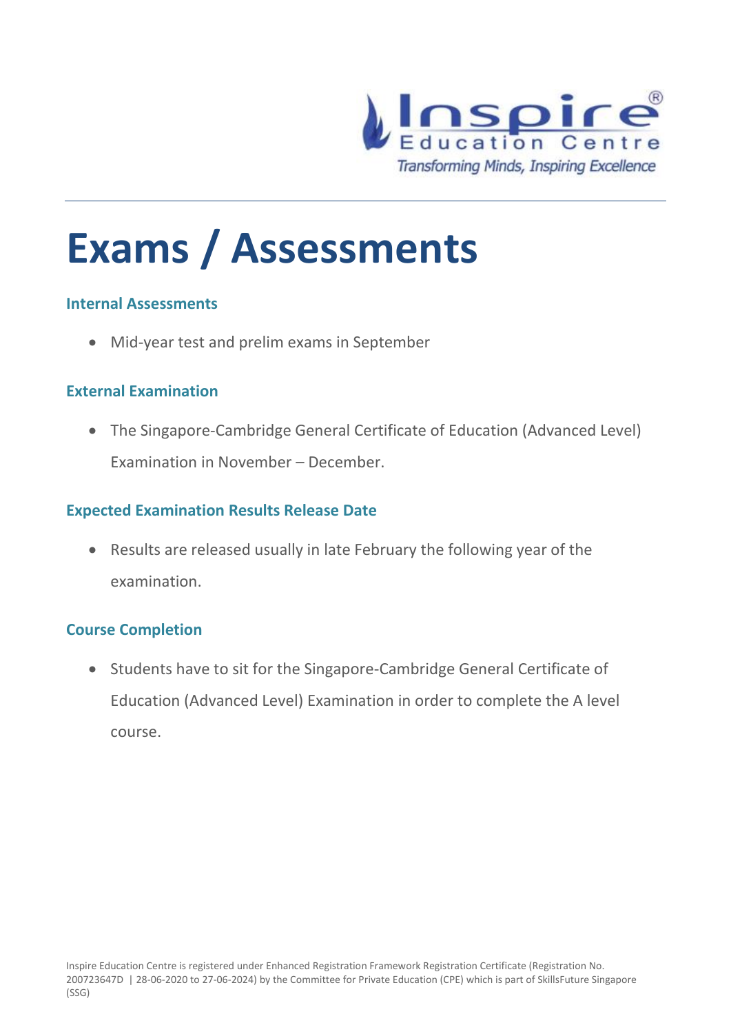# Exams / Assessments

### Internal Assessments

- Mid-year test and prelim exams in September

### External Examination

- The Singapore-Cambridge General Certificate of Education (Advanced Level) Examination in November – December.

### Expected Examination Results Release Date

- Results are released usually in late February the following year of the examination.

### Course Completion

- Students have to sit for the Singapore-Cambridge General Certificate of Education (Advanced Level) Examination in order to complete the A level course.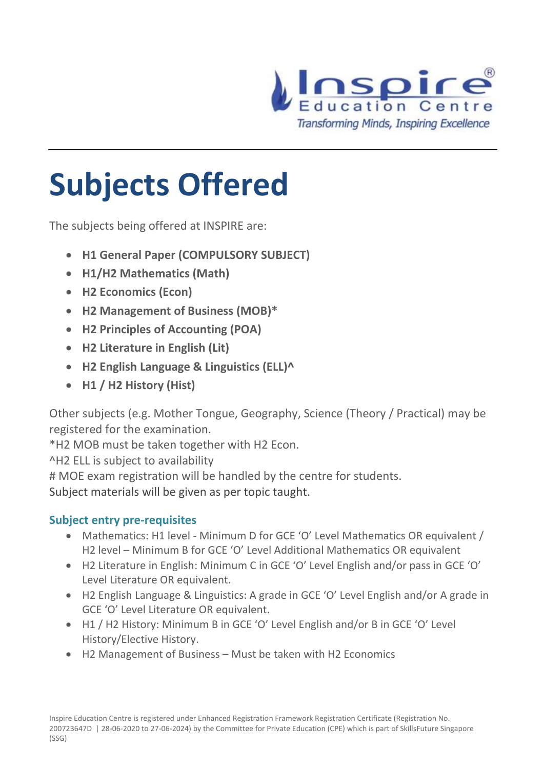# Subjects Offered

The subjects being offered at INSPIRE are:

- **H1 General Paper (COMPULSORY SUBJECT)**
- **H1/H2 Mathematics (Math)**
- **H2 Economics (Econ)**
- **H2 Management of Business (MOB)***
- **H2 Principles of Accounting (POA)**
- **H2 Literature in English (Lit)**
- **H2 English Language & Linguistics (ELL)^**
- **H1 / H2 History (Hist)**

Other subjects (e.g. Mother Tongue, Geography, Science (Theory / Practical) may be registered for the examination.
*H2 MOB must be taken together with H2 Econ.
^H2 ELL is subject to availability
# MOE exam registration will be handled by the centre for students.
Subject materials will be given as per topic taught.

### Subject entry pre-requisites

- Mathematics: H1 level - Minimum D for GCE 'O' Level Mathematics OR equivalent / H2 level – Minimum B for GCE 'O' Level Additional Mathematics OR equivalent
- H2 Literature in English: Minimum C in GCE 'O' Level English and/or pass in GCE 'O' Level Literature OR equivalent.
- H2 English Language & Linguistics: A grade in GCE 'O' Level English and/or A grade in GCE 'O' Level Literature OR equivalent.
- H1 / H2 History: Minimum B in GCE 'O' Level English and/or B in GCE 'O' Level History/Elective History.
- H2 Management of Business – Must be taken with H2 Economics

Inspire Education Centre is registered under Enhanced Registration Framework Registration Certificate (Registration No. 200723647D | 28-06-2020 to 27-06-2024) by the Committee for Private Education (CPE) which is part of SkillsFuture Singapore (SSG)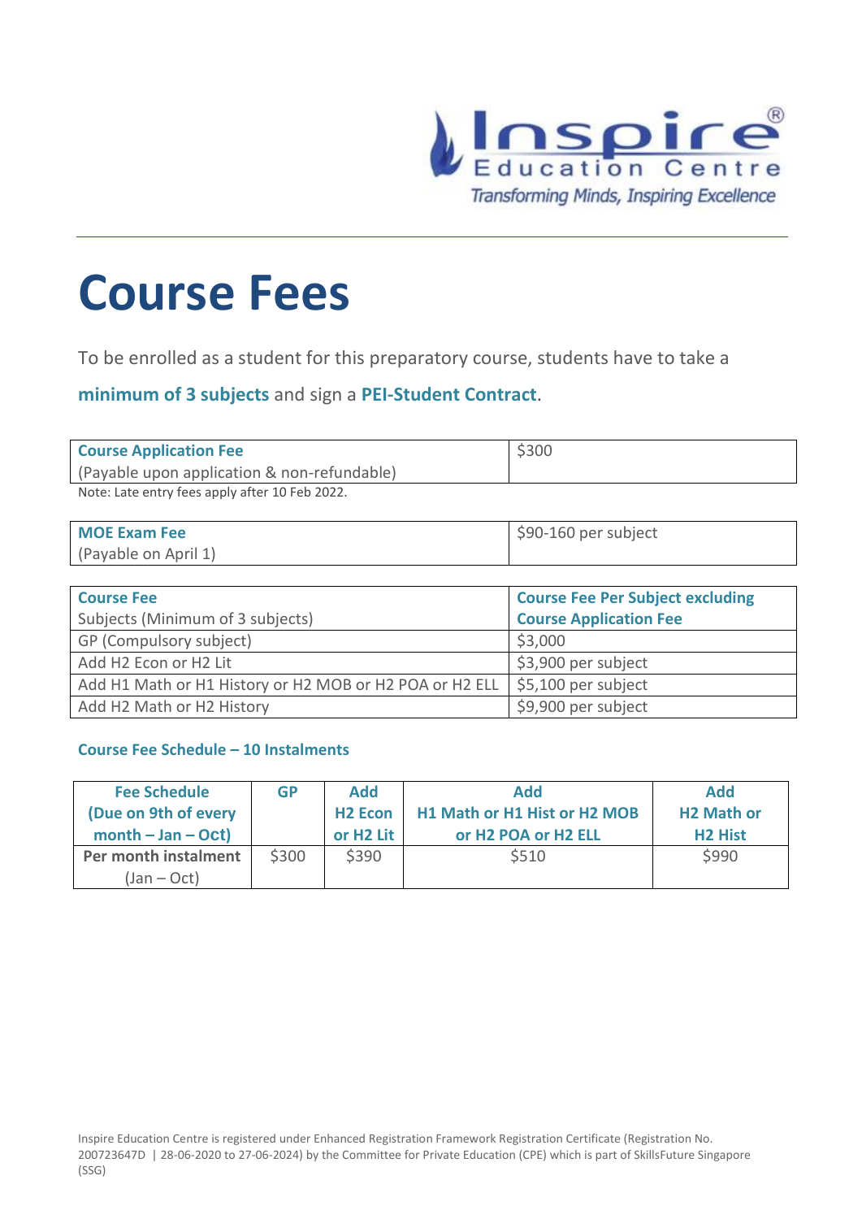# Course Fees

To be enrolled as a student for this preparatory course, students have to take a **minimum of 3 subjects** and sign a **PEI-Student Contract**.

| **Course Application Fee** (Payable upon application & non-refundable) | $300 |
|---|---|

Note: Late entry fees apply after 10 Feb 2022.

| **MOE Exam Fee** (Payable on April 1) | $90-160 per subject |
|---|---|

| **Course Fee** Subjects (Minimum of 3 subjects) | **Course Fee Per Subject excluding Course Application Fee** |
|---|---|
| GP (Compulsory subject) | $3,000 |
| Add H2 Econ or H2 Lit | $3,900 per subject |
| Add H1 Math or H1 History or H2 MOB or H2 POA or H2 ELL | $5,100 per subject |
| Add H2 Math or H2 History | $9,900 per subject |

### Course Fee Schedule – 10 Instalments

| Fee Schedule (Due on 9th of every month – Jan – Oct) | GP | Add H2 Econ or H2 Lit | Add H1 Math or H1 Hist or H2 MOB or H2 POA or H2 ELL | Add H2 Math or H2 Hist |
|---|---|---|---|---|
| **Per month instalment** (Jan – Oct) | $300 | $390 | $510 | $990 |

Inspire Education Centre is registered under Enhanced Registration Framework Registration Certificate (Registration No. 200723647D | 28-06-2020 to 27-06-2024) by the Committee for Private Education (CPE) which is part of SkillsFuture Singapore (SSG)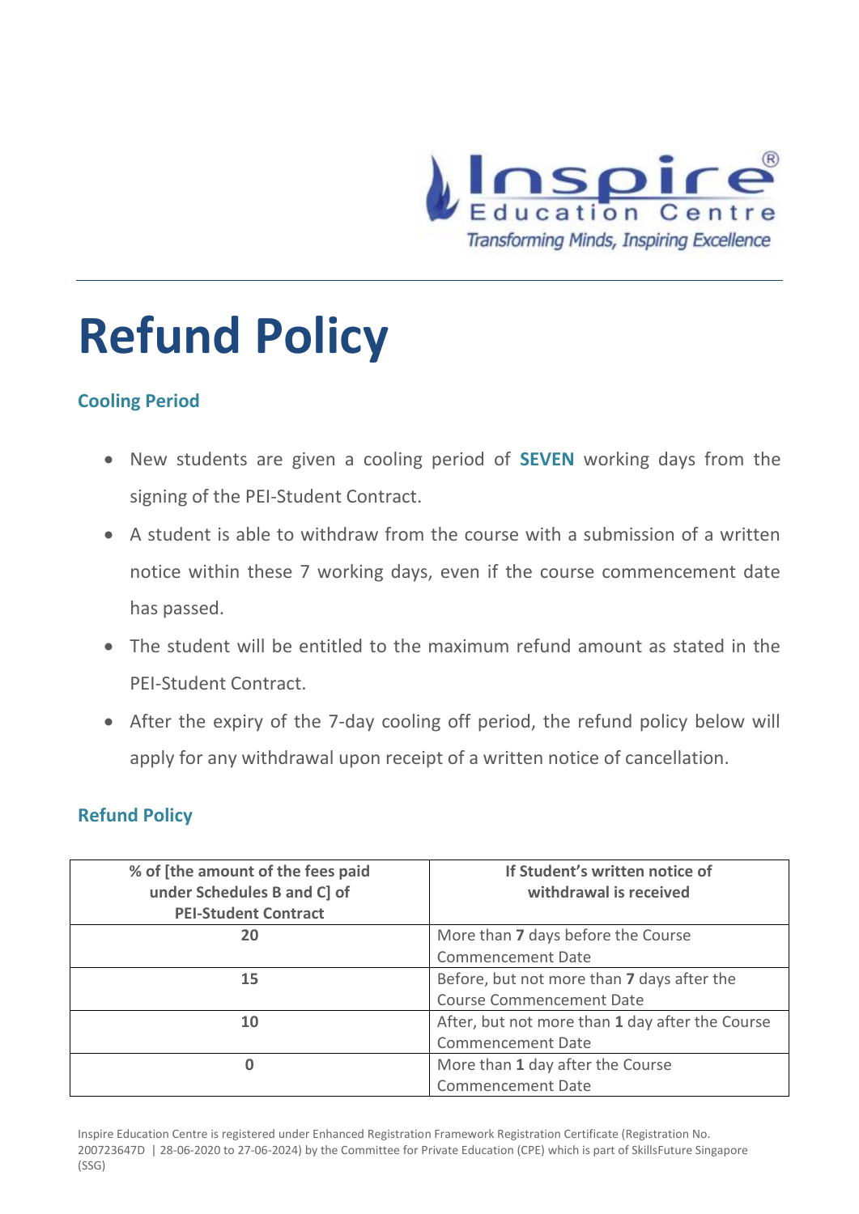# Refund Policy

## Cooling Period

- New students are given a cooling period of **SEVEN** working days from the signing of the PEI-Student Contract.
- A student is able to withdraw from the course with a submission of a written notice within these 7 working days, even if the course commencement date has passed.
- The student will be entitled to the maximum refund amount as stated in the PEI-Student Contract.
- After the expiry of the 7-day cooling off period, the refund policy below will apply for any withdrawal upon receipt of a written notice of cancellation.

## Refund Policy

| % of [the amount of the fees paid under Schedules B and C] of PEI-Student Contract | If Student's written notice of withdrawal is received |
|---|---|
| **20** | More than **7** days before the Course Commencement Date |
| **15** | Before, but not more than **7** days after the Course Commencement Date |
| **10** | After, but not more than **1** day after the Course Commencement Date |
| **0** | More than **1** day after the Course Commencement Date |

Inspire Education Centre is registered under Enhanced Registration Framework Registration Certificate (Registration No. 200723647D | 28-06-2020 to 27-06-2024) by the Committee for Private Education (CPE) which is part of SkillsFuture Singapore (SSG)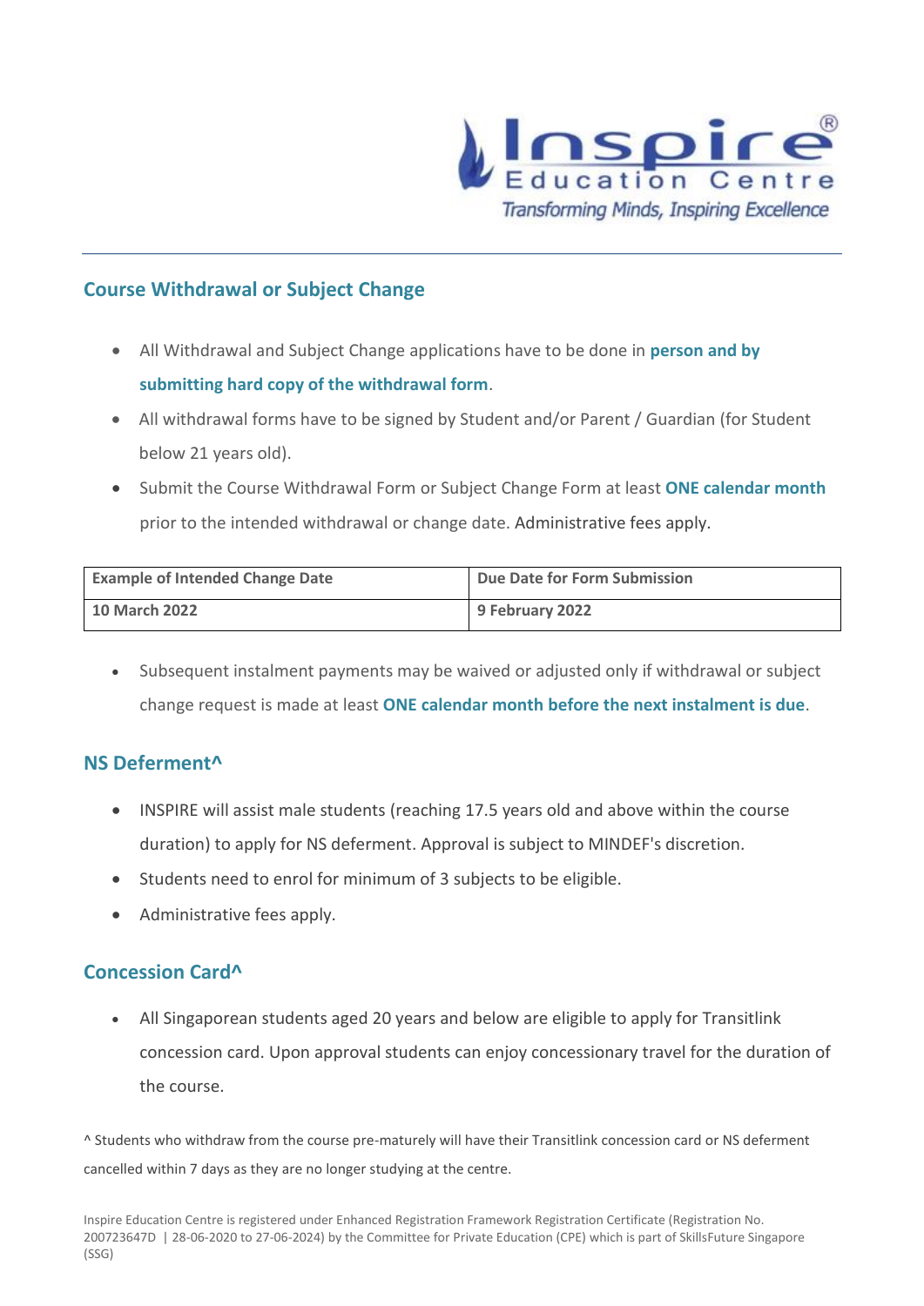## Course Withdrawal or Subject Change

- All Withdrawal and Subject Change applications have to be done in **person and by submitting hard copy of the withdrawal form**.
- All withdrawal forms have to be signed by Student and/or Parent / Guardian (for Student below 21 years old).
- Submit the Course Withdrawal Form or Subject Change Form at least **ONE calendar month** prior to the intended withdrawal or change date. Administrative fees apply.

| Example of Intended Change Date | Due Date for Form Submission |
|---|---|
| **10 March 2022** | **9 February 2022** |

- Subsequent instalment payments may be waived or adjusted only if withdrawal or subject change request is made at least **ONE calendar month before the next instalment is due**.

## NS Deferment^

- INSPIRE will assist male students (reaching 17.5 years old and above within the course duration) to apply for NS deferment. Approval is subject to MINDEF's discretion.
- Students need to enrol for minimum of 3 subjects to be eligible.
- Administrative fees apply.

## Concession Card^

- All Singaporean students aged 20 years and below are eligible to apply for Transitlink concession card. Upon approval students can enjoy concessionary travel for the duration of the course.

^ Students who withdraw from the course pre-maturely will have their Transitlink concession card or NS deferment cancelled within 7 days as they are no longer studying at the centre.

Inspire Education Centre is registered under Enhanced Registration Framework Registration Certificate (Registration No. 200723647D | 28-06-2020 to 27-06-2024) by the Committee for Private Education (CPE) which is part of SkillsFuture Singapore (SSG)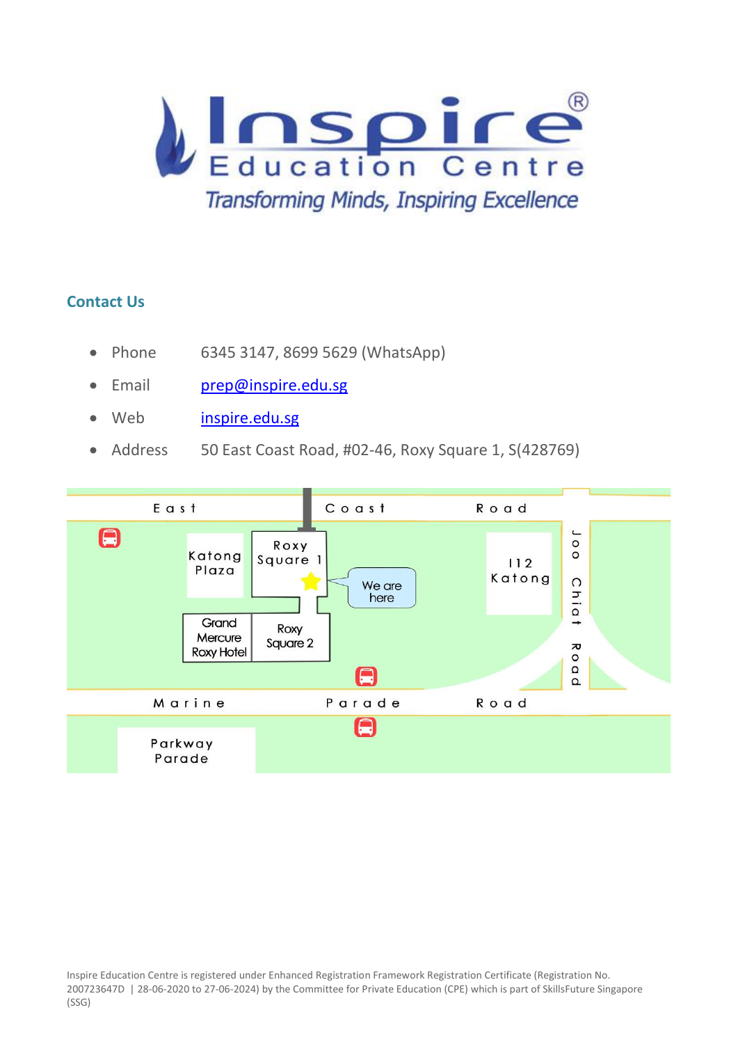# Inspire® Education Centre

*Transforming Minds, Inspiring Excellence*

## Contact Us

- Phone 6345 3147, 8699 5629 (WhatsApp)
- Email prep@inspire.edu.sg
- Web inspire.edu.sg
- Address 50 East Coast Road, #02-46, Roxy Square 1, S(428769)

East Coast Road

Katong Plaza

Roxy Square 1

We are here

112 Katong

Joo Chiat Road

Grand Mercure Roxy Hotel

Roxy Square 2

Marine Parade Road

Parkway Parade

Inspire Education Centre is registered under Enhanced Registration Framework Registration Certificate (Registration No. 200723647D | 28-06-2020 to 27-06-2024) by the Committee for Private Education (CPE) which is part of SkillsFuture Singapore (SSG)